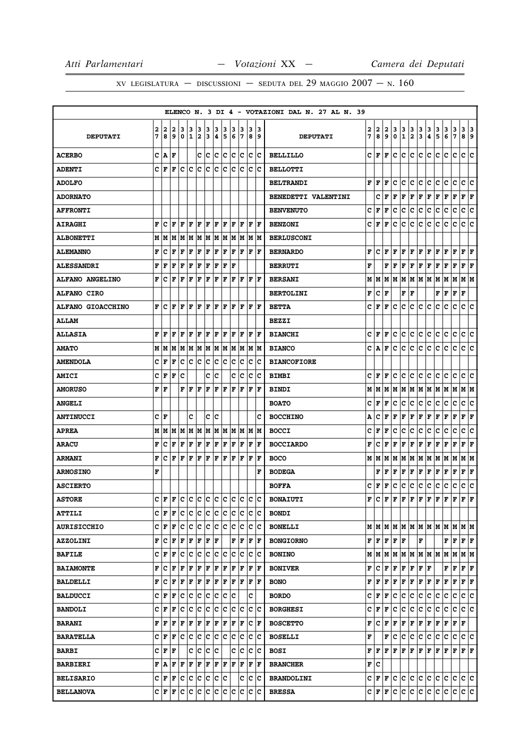ELENCO N. 3 DI 4 - VOTAZIONI DAL N. 27 AL N. 39

| DEPUTATI | 27 | 28 | 29 | 30 | 31 | 32 | 33 | 34 | 35 | 36 | 37 | 38 | 39 | DEPUTATI | 27 | 28 | 29 | 30 | 31 | 32 | 33 | 34 | 35 | 36 | 37 | 38 | 39 |
|---|---|---|---|---|---|---|---|---|---|---|---|---|---|---|---|---|---|---|---|---|---|---|---|---|---|---|---|
| ACERBO | C | A | F | | | C | C | C | C | C | C | C | C | BELLILLO | C | F | F | C | C | C | C | C | C | C | C | C | C |
| ADENTI | C | F | F | C | C | C | C | C | C | C | C | C | C | BELLOTTI | | | | | | | | | | | | | |
| ADOLFO | | | | | | | | | | | | | | BELTRANDI | F | F | F | C | C | C | C | C | C | C | C | C | C |
| ADORNATO | | | | | | | | | | | | | | BENEDETTI VALENTINI | | C | F | F | F | F | F | F | F | F | F | F | F |
| AFFRONTI | | | | | | | | | | | | | | BENVENUTO | C | F | F | C | C | C | C | C | C | C | C | C | C |
| AIRAGHI | F | C | F | F | F | F | F | F | F | F | F | F | F | BENZONI | C | F | F | C | C | C | C | C | C | C | C | C | C |
| ALBONETTI | M | M | M | M | M | M | M | M | M | M | M | M | M | BERLUSCONI | | | | | | | | | | | | | |
| ALEMANNO | F | C | F | F | F | F | F | F | F | F | F | F | F | BERNARDO | F | C | F | F | F | F | F | F | F | F | F | F | F |
| ALESSANDRI | F | F | F | F | F | F | F | F | F | F | | | | BERRUTI | F | | F | F | F | F | F | F | F | F | F | F | F |
| ALFANO ANGELINO | F | C | F | F | F | F | F | F | F | F | F | F | F | BERSANI | M | M | M | M | M | M | M | M | M | M | M | M | M |
| ALFANO CIRO | | | | | | | | | | | | | | BERTOLINI | F | C | F | | F | F | | | F | F | F | F | |
| ALFANO GIOACCHINO | F | C | F | F | F | F | F | F | F | F | F | F | F | BETTA | C | F | F | C | C | C | C | C | C | C | C | C | C |
| ALLAM | | | | | | | | | | | | | | BEZZI | | | | | | | | | | | | | |
| ALLASIA | F | F | F | F | F | F | F | F | F | F | F | F | F | BIANCHI | C | F | F | C | C | C | C | C | C | C | C | C | C |
| AMATO | M | M | M | M | M | M | M | M | M | M | M | M | M | BIANCO | C | A | F | C | C | C | C | C | C | C | C | C | C |
| AMENDOLA | C | F | F | C | C | C | C | C | C | C | C | C | C | BIANCOFIORE | | | | | | | | | | | | | |
| AMICI | C | F | F | C | | | C | C | | C | C | C | C | BIMBI | C | F | F | C | C | C | C | C | C | C | C | C | C |
| AMORUSO | F | F | | F | F | F | F | F | F | F | F | F | F | BINDI | M | M | M | M | M | M | M | M | M | M | M | M | M |
| ANGELI | | | | | | | | | | | | | | BOATO | C | F | F | C | C | C | C | C | C | C | C | C | C |
| ANTINUCCI | C | F | | | C | | C | C | | | | | C | BOCCHINO | A | C | F | F | F | F | F | F | F | F | F | F | F |
| APREA | M | M | M | M | M | M | M | M | M | M | M | M | M | BOCCI | C | F | F | C | C | C | C | C | C | C | C | C | C |
| ARACU | F | C | F | F | F | F | F | F | F | F | F | F | F | BOCCIARDO | F | C | F | F | F | F | F | F | F | F | F | F | F |
| ARMANI | F | C | F | F | F | F | F | F | F | F | F | F | F | BOCO | M | M | M | M | M | M | M | M | M | M | M | M | M |
| ARMOSINO | F | | | | | | | | | | | | F | BODEGA | | F | F | F | F | F | F | F | F | F | F | F | F |
| ASCIERTO | | | | | | | | | | | | | | BOFFA | C | F | F | C | C | C | C | C | C | C | C | C | C |
| ASTORE | C | F | F | C | C | C | C | C | C | C | C | C | C | BONAIUTI | F | C | F | F | F | F | F | F | F | F | F | F | F |
| ATTILI | C | F | F | C | C | C | C | C | C | C | C | C | C | BONDI | | | | | | | | | | | | | |
| AURISICCHIO | C | F | F | C | C | C | C | C | C | C | C | C | C | BONELLI | M | M | M | M | M | M | M | M | M | M | M | M | M |
| AZZOLINI | F | C | F | F | F | F | F | F | | F | F | F | F | BONGIORNO | F | F | F | F | F | | F | | | F | F | F | F |
| BAFILE | C | F | F | C | C | C | C | C | C | C | C | C | C | BONINO | M | M | M | M | M | M | M | M | M | M | M | M | M |
| BAIAMONTE | F | C | F | F | F | F | F | F | F | F | F | F | F | BONIVER | F | C | F | F | F | F | F | F | | F | F | F | F |
| BALDELLI | F | C | F | F | F | F | F | F | F | F | F | F | F | BONO | F | F | F | F | F | F | F | F | F | F | F | F | F |
| BALDUCCI | C | F | F | C | C | C | C | C | C | C | | C | | BORDO | C | F | F | C | C | C | C | C | C | C | C | C | C |
| BANDOLI | C | F | F | C | C | C | C | C | C | C | C | C | C | BORGHESI | C | F | F | C | C | C | C | C | C | C | C | C | C |
| BARANI | F | F | F | F | F | F | F | F | F | F | F | C | F | BOSCETTO | F | C | F | F | F | F | F | F | F | F | F | F | |
| BARATELLA | C | F | F | C | C | C | C | C | C | C | C | C | C | BOSELLI | F | | F | C | C | C | C | C | C | C | C | C | C |
| BARBI | C | F | F | | C | C | C | C | | C | C | C | C | BOSI | F | F | F | F | F | F | F | F | F | F | F | F | F |
| BARBIERI | F | A | F | F | F | F | F | F | F | F | F | F | F | BRANCHER | F | C | | | | | | | | | | | |
| BELISARIO | C | F | F | C | C | C | C | C | C | | C | C | C | BRANDOLINI | C | F | F | C | C | C | C | C | C | C | C | C | C |
| BELLANOVA | C | F | F | C | C | C | C | C | C | C | C | C | C | BRESSA | C | F | F | C | C | C | C | C | C | C | C | C | C |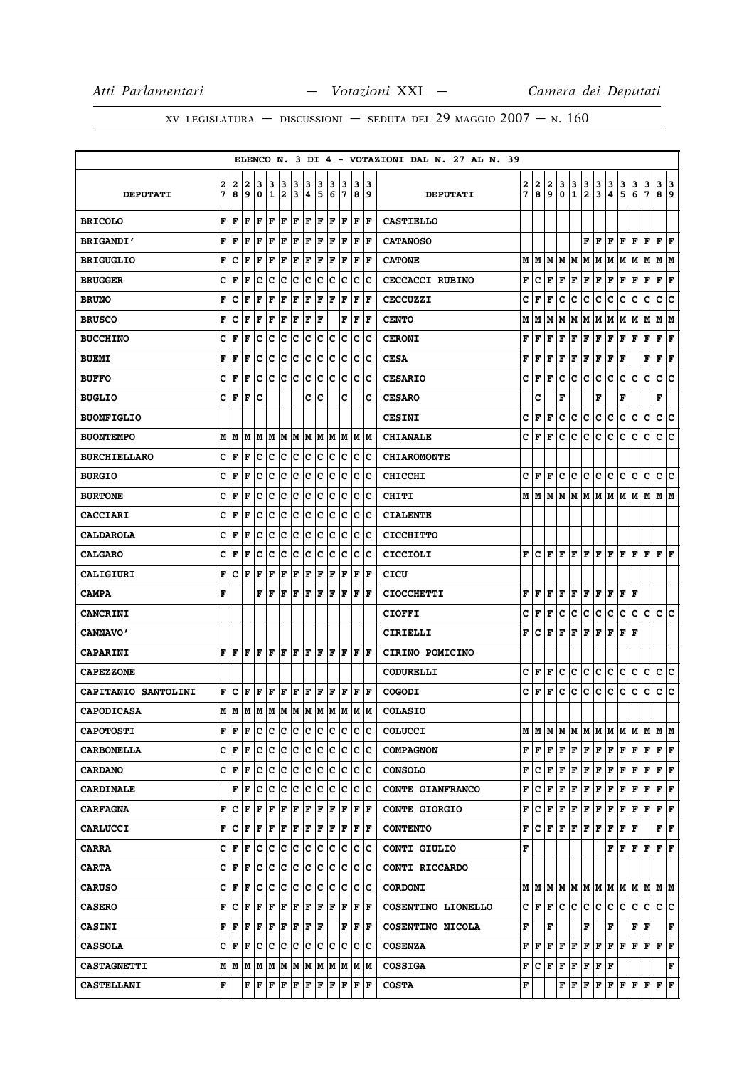ELENCO N. 3 DI 4 - VOTAZIONI DAL N. 27 AL N. 39

| DEPUTATI | 27 | 28 | 29 | 30 | 31 | 32 | 33 | 34 | 35 | 36 | 37 | 38 | 39 | DEPUTATI | 27 | 28 | 29 | 30 | 31 | 32 | 33 | 34 | 35 | 36 | 37 | 38 | 39 |
|---|---|---|---|---|---|---|---|---|---|---|---|---|---|---|---|---|---|---|---|---|---|---|---|---|---|---|---|
| BRICOLO | F | F | F | F | F | F | F | F | F | F | F | F | F | CASTIELLO | | | | | | | | | | | | | |
| BRIGANDI' | F | F | F | F | F | F | F | F | F | F | F | F | F | CATANOSO | | | | | | F | F | F | F | F | F | F | F |
| BRIGUGLIO | F | C | F | F | F | F | F | F | F | F | F | F | F | CATONE | M | M | M | M | M | M | M | M | M | M | M | M | M |
| BRUGGER | C | F | F | C | C | C | C | C | C | C | C | C | C | CECCACCI RUBINO | F | C | F | F | F | F | F | F | F | F | F | F | F |
| BRUNO | F | C | F | F | F | F | F | F | F | F | F | F | F | CECCUZZI | C | F | F | C | C | C | C | C | C | C | C | C | C |
| BRUSCO | F | C | F | F | F | F | F | F | F | | F | F | F | CENTO | M | M | M | M | M | M | M | M | M | M | M | M | M |
| BUCCHINO | C | F | F | C | C | C | C | C | C | C | C | C | C | CERONI | F | F | F | F | F | F | F | F | F | F | F | F | F |
| BUEMI | F | F | F | C | C | C | C | C | C | C | C | C | C | CESA | F | F | F | F | F | F | F | F | F | | F | F | F |
| BUFFO | C | F | F | C | C | C | C | C | C | C | C | C | C | CESARIO | C | F | F | C | C | C | C | C | C | C | C | C | C |
| BUGLIO | C | F | F | C | | | | C | C | | C | | C | CESARO | | C | | F | | | F | | F | | | F | |
| BUONFIGLIO | | | | | | | | | | | | | | CESINI | C | F | F | C | C | C | C | C | C | C | C | C | C |
| BUONTEMPO | M | M | M | M | M | M | M | M | M | M | M | M | M | CHIANALE | C | F | F | C | C | C | C | C | C | C | C | C | C |
| BURCHIELLARO | C | F | F | C | C | C | C | C | C | C | C | C | C | CHIAROMONTE | | | | | | | | | | | | | |
| BURGIO | C | F | F | C | C | C | C | C | C | C | C | C | C | CHICCHI | C | F | F | C | C | C | C | C | C | C | C | C | C |
| BURTONE | C | F | F | C | C | C | C | C | C | C | C | C | C | CHITI | M | M | M | M | M | M | M | M | M | M | M | M | M |
| CACCIARI | C | F | F | C | C | C | C | C | C | C | C | C | C | CIALENTE | | | | | | | | | | | | | |
| CALDAROLA | C | F | F | C | C | C | C | C | C | C | C | C | C | CICCHITTO | | | | | | | | | | | | | |
| CALGARO | C | F | F | C | C | C | C | C | C | C | C | C | C | CICCIOLI | F | C | F | F | F | F | F | F | F | F | F | F | F |
| CALIGIURI | F | C | F | F | F | F | F | F | F | F | F | F | F | CICU | | | | | | | | | | | | | |
| CAMPA | F | | | F | F | F | F | F | F | F | F | F | F | CIOCCHETTI | F | F | F | F | F | F | F | F | F | F | | | |
| CANCRINI | | | | | | | | | | | | | | CIOFFI | C | F | F | C | C | C | C | C | C | C | C | C | C |
| CANNAVO' | | | | | | | | | | | | | | CIRIELLI | F | C | F | F | F | F | F | F | F | F | | | |
| CAPARINI | F | F | F | F | F | F | F | F | F | F | F | F | F | CIRINO POMICINO | | | | | | | | | | | | | |
| CAPEZZONE | | | | | | | | | | | | | | CODURELLI | C | F | F | C | C | C | C | C | C | C | C | C | C |
| CAPITANIO SANTOLINI | F | C | F | F | F | F | F | F | F | F | F | F | F | COGODI | C | F | F | C | C | C | C | C | C | C | C | C | C |
| CAPODICASA | M | M | M | M | M | M | M | M | M | M | M | M | M | COLASIO | | | | | | | | | | | | | |
| CAPOTOSTI | F | F | F | C | C | C | C | C | C | C | C | C | C | COLUCCI | M | M | M | M | M | M | M | M | M | M | M | M | M |
| CARBONELLA | C | F | F | C | C | C | C | C | C | C | C | C | C | COMPAGNON | F | F | F | F | F | F | F | F | F | F | F | F | F |
| CARDANO | C | F | F | C | C | C | C | C | C | C | C | C | C | CONSOLO | F | C | F | F | F | F | F | F | F | F | F | F | F |
| CARDINALE | | F | F | C | C | C | C | C | C | C | C | C | C | CONTE GIANFRANCO | F | C | F | F | F | F | F | F | F | F | F | F | F |
| CARFAGNA | F | C | F | F | F | F | F | F | F | F | F | F | F | CONTE GIORGIO | F | C | F | F | F | F | F | F | F | F | F | F | F |
| CARLUCCI | F | C | F | F | F | F | F | F | F | F | F | F | F | CONTENTO | F | C | F | F | F | F | F | F | F | F | | F | F |
| CARRA | C | F | F | C | C | C | C | C | C | C | C | C | C | CONTI GIULIO | F | | | | | | | F | F | F | F | F | F |
| CARTA | C | F | F | C | C | C | C | C | C | C | C | C | C | CONTI RICCARDO | | | | | | | | | | | | | |
| CARUSO | C | F | F | C | C | C | C | C | C | C | C | C | C | CORDONI | M | M | M | M | M | M | M | M | M | M | M | M | M |
| CASERO | F | C | F | F | F | F | F | F | F | F | F | F | F | COSENTINO LIONELLO | C | F | F | C | C | C | C | C | C | C | C | C | C |
| CASINI | F | F | F | F | F | F | F | F | F | | F | F | F | COSENTINO NICOLA | F | | F | | | F | | F | | F | F | | F |
| CASSOLA | C | F | F | C | C | C | C | C | C | C | C | C | C | COSENZA | F | F | F | F | F | F | F | F | F | F | F | F | F |
| CASTAGNETTI | M | M | M | M | M | M | M | M | M | M | M | M | M | COSSIGA | F | C | F | F | F | F | F | F | | | | | F |
| CASTELLANI | F | | F | F | F | F | F | F | F | F | F | F | F | COSTA | F | | | F | F | F | F | F | F | F | F | F | F |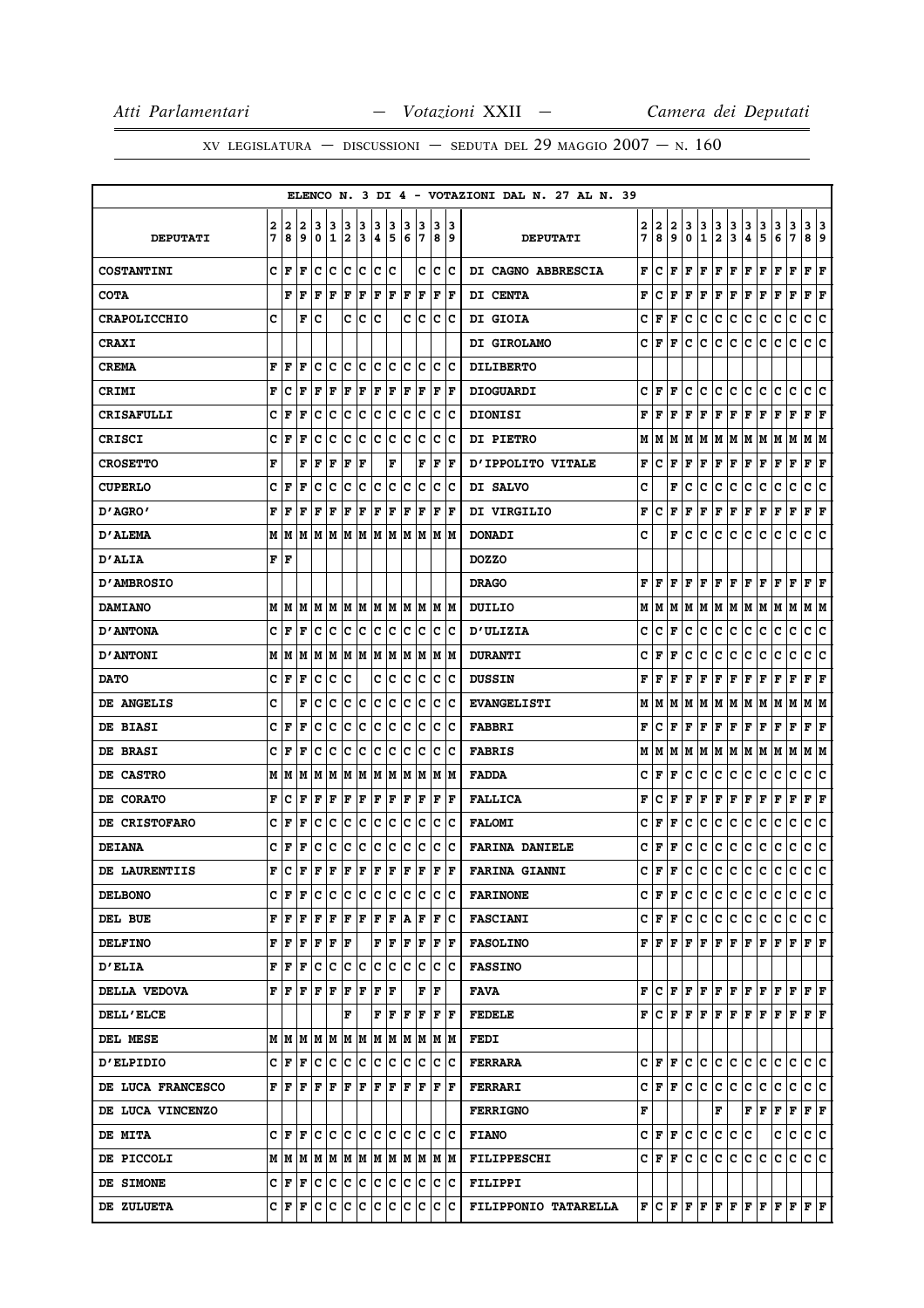ELENCO N. 3 DI 4 - VOTAZIONI DAL N. 27 AL N. 39

| DEPUTATI | 27 | 28 | 29 | 30 | 31 | 32 | 33 | 34 | 35 | 36 | 37 | 38 | 39 | DEPUTATI | 27 | 28 | 29 | 30 | 31 | 32 | 33 | 34 | 35 | 36 | 37 | 38 | 39 |
|---|---|---|---|---|---|---|---|---|---|---|---|---|---|---|---|---|---|---|---|---|---|---|---|---|---|---|---|
| COSTANTINI | C | F | F | C | C | C | C | C | C | | C | C | C | DI CAGNO ABBRESCIA | F | C | F | F | F | F | F | F | F | F | F | F | F |
| COTA | | F | F | F | F | F | F | F | F | F | F | F | F | DI CENTA | F | C | F | F | F | F | F | F | F | F | F | F | F |
| CRAPOLICCHIO | C | | F | C | | C | C | C | | C | C | C | C | DI GIOIA | C | F | F | C | C | C | C | C | C | C | C | C | C |
| CRAXI | | | | | | | | | | | | | | DI GIROLAMO | C | F | F | C | C | C | C | C | C | C | C | C | C |
| CREMA | F | F | F | C | C | C | C | C | C | C | C | C | C | DILIBERTO | | | | | | | | | | | | | |
| CRIMI | F | C | F | F | F | F | F | F | F | F | F | F | F | DIOGUARDI | C | F | F | C | C | C | C | C | C | C | C | C | C |
| CRISAFULLI | C | F | F | C | C | C | C | C | C | C | C | C | C | DIONISI | F | F | F | F | F | F | F | F | F | F | F | F | F |
| CRISCI | C | F | F | C | C | C | C | C | C | C | C | C | C | DI PIETRO | M | M | M | M | M | M | M | M | M | M | M | M | M |
| CROSETTO | F | | F | F | F | F | F | | F | | F | F | F | D'IPPOLITO VITALE | F | C | F | F | F | F | F | F | F | F | F | F | F |
| CUPERLO | C | F | F | C | C | C | C | C | C | C | C | C | C | DI SALVO | C | | F | C | C | C | C | C | C | C | C | C | C |
| D'AGRO' | F | F | F | F | F | F | F | F | F | F | F | F | F | DI VIRGILIO | F | C | F | F | F | F | F | F | F | F | F | F | F |
| D'ALEMA | M | M | M | M | M | M | M | M | M | M | M | M | M | DONADI | C | | F | C | C | C | C | C | C | C | C | C | C |
| D'ALIA | F | F | | | | | | | | | | | | DOZZO | | | | | | | | | | | | | |
| D'AMBROSIO | | | | | | | | | | | | | | DRAGO | F | F | F | F | F | F | F | F | F | F | F | F | F |
| DAMIANO | M | M | M | M | M | M | M | M | M | M | M | M | M | DUILIO | M | M | M | M | M | M | M | M | M | M | M | M | M |
| D'ANTONA | C | F | F | C | C | C | C | C | C | C | C | C | C | D'ULIZIA | C | C | F | C | C | C | C | C | C | C | C | C | C |
| D'ANTONI | M | M | M | M | M | M | M | M | M | M | M | M | M | DURANTI | C | F | F | C | C | C | C | C | C | C | C | C | C |
| DATO | C | F | F | C | C | C | | C | C | C | C | C | C | DUSSIN | F | F | F | F | F | F | F | F | F | F | F | F | F |
| DE ANGELIS | C | | F | C | C | C | C | C | C | C | C | C | C | EVANGELISTI | M | M | M | M | M | M | M | M | M | M | M | M | M |
| DE BIASI | C | F | F | C | C | C | C | C | C | C | C | C | C | FABBRI | F | C | F | F | F | F | F | F | F | F | F | F | F |
| DE BRASI | C | F | F | C | C | C | C | C | C | C | C | C | C | FABRIS | M | M | M | M | M | M | M | M | M | M | M | M | M |
| DE CASTRO | M | M | M | M | M | M | M | M | M | M | M | M | M | FADDA | C | F | F | C | C | C | C | C | C | C | C | C | C |
| DE CORATO | F | C | F | F | F | F | F | F | F | F | F | F | F | FALLICA | F | C | F | F | F | F | F | F | F | F | F | F | F |
| DE CRISTOFARO | C | F | F | C | C | C | C | C | C | C | C | C | C | FALOMI | C | F | F | C | C | C | C | C | C | C | C | C | C |
| DEIANA | C | F | F | C | C | C | C | C | C | C | C | C | C | FARINA DANIELE | C | F | F | C | C | C | C | C | C | C | C | C | C |
| DE LAURENTIIS | F | C | F | F | F | F | F | F | F | F | F | F | F | FARINA GIANNI | C | F | F | C | C | C | C | C | C | C | C | C | C |
| DELBONO | C | F | F | C | C | C | C | C | C | C | C | C | C | FARINONE | C | F | F | C | C | C | C | C | C | C | C | C | C |
| DEL BUE | F | F | F | F | F | F | F | F | F | A | F | F | C | FASCIANI | C | F | F | C | C | C | C | C | C | C | C | C | C |
| DELFINO | F | F | F | F | F | F | | F | F | F | F | F | F | FASOLINO | F | F | F | F | F | F | F | F | F | F | F | F | F |
| D'ELIA | F | F | F | C | C | C | C | C | C | C | C | C | C | FASSINO | | | | | | | | | | | | | |
| DELLA VEDOVA | F | F | F | F | F | F | F | F | F | | F | F | | FAVA | F | C | F | F | F | F | F | F | F | F | F | F | F |
| DELL'ELCE | | | | | | | F | | F | F | F | F | F | FEDELE | F | C | F | F | F | F | F | F | F | F | F | F | F |
| DEL MESE | M | M | M | M | M | M | M | M | M | M | M | M | M | FEDI | | | | | | | | | | | | | |
| D'ELPIDIO | C | F | F | C | C | C | C | C | C | C | C | C | C | FERRARA | C | F | F | C | C | C | C | C | C | C | C | C | C |
| DE LUCA FRANCESCO | F | F | F | F | F | F | F | F | F | F | F | F | F | FERRARI | C | F | F | C | C | C | C | C | C | C | C | C | C |
| DE LUCA VINCENZO | | | | | | | | | | | | | | FERRIGNO | F | | | | | F | | F | F | F | F | F | F |
| DE MITA | C | F | F | C | C | C | C | C | C | C | C | C | C | FIANO | C | F | F | C | C | C | C | C | | C | C | C | C |
| DE PICCOLI | M | M | M | M | M | M | M | M | M | M | M | M | M | FILIPPESCHI | C | F | F | C | C | C | C | C | C | C | C | C | C |
| DE SIMONE | C | F | F | C | C | C | C | C | C | C | C | C | C | FILIPPI | | | | | | | | | | | | | |
| DE ZULUETA | C | F | F | C | C | C | C | C | C | C | C | C | C | FILIPPONIO TATARELLA | F | C | F | F | F | F | F | F | F | F | F | F | F |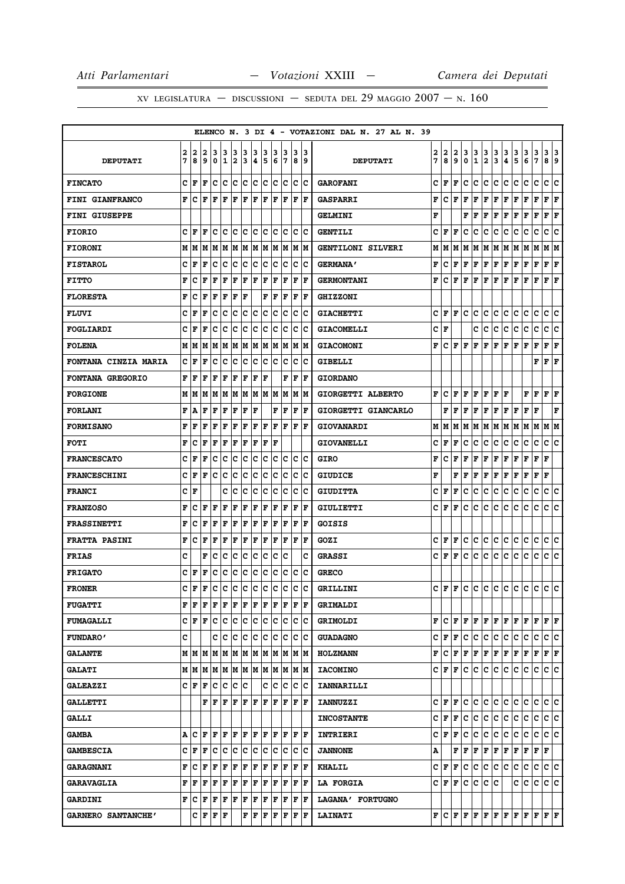ELENCO N. 3 DI 4 - VOTAZIONI DAL N. 27 AL N. 39

| DEPUTATI | 27 | 28 | 29 | 30 | 31 | 32 | 33 | 34 | 35 | 36 | 37 | 38 | 39 | DEPUTATI | 27 | 28 | 29 | 30 | 31 | 32 | 33 | 34 | 35 | 36 | 37 | 38 | 39 |
|---|---|---|---|---|---|---|---|---|---|---|---|---|---|---|---|---|---|---|---|---|---|---|---|---|---|---|---|
| FINCATO | C | F | F | C | C | C | C | C | C | C | C | C | C | GAROFANI | C | F | F | C | C | C | C | C | C | C | C | C | C |
| FINI GIANFRANCO | F | C | F | F | F | F | F | F | F | F | F | F | F | GASPARRI | F | C | F | F | F | F | F | F | F | F | F | F | F |
| FINI GIUSEPPE | | | | | | | | | | | | | | GELMINI | F | | | F | F | F | F | F | F | F | F | F | F |
| FIORIO | C | F | F | C | C | C | C | C | C | C | C | C | C | GENTILI | C | F | F | C | C | C | C | C | C | C | C | C | C |
| FIORONI | M | M | M | M | M | M | M | M | M | M | M | M | M | GENTILONI SILVERI | M | M | M | M | M | M | M | M | M | M | M | M | M |
| FISTAROL | C | F | F | C | C | C | C | C | C | C | C | C | C | GERMANA' | F | C | F | F | F | F | F | F | F | F | F | F | F |
| FITTO | F | C | F | F | F | F | F | F | F | F | F | F | F | GERMONTANI | F | C | F | F | F | F | F | F | F | F | F | F | F |
| FLORESTA | F | C | F | F | F | F | F | | F | F | F | F | F | GHIZZONI | | | | | | | | | | | | | |
| FLUVI | C | F | F | C | C | C | C | C | C | C | C | C | C | GIACHETTI | C | F | F | C | C | C | C | C | C | C | C | C | C |
| FOGLIARDI | C | F | F | C | C | C | C | C | C | C | C | C | C | GIACOMELLI | C | F | | | C | C | C | C | C | C | C | C | C |
| FOLENA | M | M | M | M | M | M | M | M | M | M | M | M | M | GIACOMONI | F | C | F | F | F | F | F | F | F | F | F | F | F |
| FONTANA CINZIA MARIA | C | F | F | C | C | C | C | C | C | C | C | C | C | GIBELLI | | | | | | | | | | | F | F | F |
| FONTANA GREGORIO | F | F | F | F | F | F | F | F | F | | F | F | F | GIORDANO | | | | | | | | | | | | | |
| FORGIONE | M | M | M | M | M | M | M | M | M | M | M | M | M | GIORGETTI ALBERTO | F | C | F | F | F | F | F | F | | F | F | F | F |
| FORLANI | F | A | F | F | F | F | F | F | | F | F | F | F | GIORGETTI GIANCARLO | | F | F | F | F | F | F | F | F | F | F | | F |
| FORMISANO | F | F | F | F | F | F | F | F | F | F | F | F | F | GIOVANARDI | M | M | M | M | M | M | M | M | M | M | M | M | M |
| FOTI | F | C | F | F | F | F | F | F | F | F | | | | GIOVANELLI | C | F | F | C | C | C | C | C | C | C | C | C | C |
| FRANCESCATO | C | F | F | C | C | C | C | C | C | C | C | C | C | GIRO | F | C | F | F | F | F | F | F | F | F | F | F | |
| FRANCESCHINI | C | F | F | C | C | C | C | C | C | C | C | C | C | GIUDICE | F | | F | F | F | F | F | F | F | F | F | F | |
| FRANCI | C | F | | | C | C | C | C | C | C | C | C | C | GIUDITTA | C | F | F | C | C | C | C | C | C | C | C | C | C |
| FRANZOSO | F | C | F | F | F | F | F | F | F | F | F | F | F | GIULIETTI | C | F | F | C | C | C | C | C | C | C | C | C | C |
| FRASSINETTI | F | C | F | F | F | F | F | F | F | F | F | F | F | GOISIS | | | | | | | | | | | | | |
| FRATTA PASINI | F | C | F | F | F | F | F | F | F | F | F | F | F | GOZI | C | F | F | C | C | C | C | C | C | C | C | C | C |
| FRIAS | C | | F | C | C | C | C | C | C | C | C | | C | GRASSI | C | F | F | C | C | C | C | C | C | C | C | C | C |
| FRIGATO | C | F | F | C | C | C | C | C | C | C | C | C | C | GRECO | | | | | | | | | | | | | |
| FRONER | C | F | F | C | C | C | C | C | C | C | C | C | C | GRILLINI | C | F | F | C | C | C | C | C | C | C | C | C | C |
| FUGATTI | F | F | F | F | F | F | F | F | F | F | F | F | F | GRIMALDI | | | | | | | | | | | | | |
| FUMAGALLI | C | F | F | C | C | C | C | C | C | C | C | C | C | GRIMOLDI | F | C | F | F | F | F | F | F | F | F | F | F | F |
| FUNDARO' | C | | | C | C | C | C | C | C | C | C | C | C | GUADAGNO | C | F | F | C | C | C | C | C | C | C | C | C | C |
| GALANTE | M | M | M | M | M | M | M | M | M | M | M | M | M | HOLZMANN | F | C | F | F | F | F | F | F | F | F | F | F | F |
| GALATI | M | M | M | M | M | M | M | M | M | M | M | M | M | IACOMINO | C | F | F | C | C | C | C | C | C | C | C | C | C |
| GALEAZZI | C | F | F | C | C | C | C | | C | C | C | C | C | IANNARILLI | | | | | | | | | | | | | |
| GALLETTI | | | F | F | F | F | F | F | F | F | F | F | F | IANNUZZI | C | F | F | C | C | C | C | C | C | C | C | C | C |
| GALLI | | | | | | | | | | | | | | INCOSTANTE | C | F | F | C | C | C | C | C | C | C | C | C | C |
| GAMBA | A | C | F | F | F | F | F | F | F | F | F | F | F | INTRIERI | C | F | F | C | C | C | C | C | C | C | C | C | C |
| GAMBESCIA | C | F | F | C | C | C | C | C | C | C | C | C | C | JANNONE | A | | F | F | F | F | F | F | F | F | F | F | |
| GARAGNANI | F | C | F | F | F | F | F | F | F | F | F | F | F | KHALIL | C | F | F | C | C | C | C | C | C | C | C | C | C |
| GARAVAGLIA | F | F | F | F | F | F | F | F | F | F | F | F | F | LA FORGIA | C | F | F | C | C | C | C | | C | C | C | C | C |
| GARDINI | F | C | F | F | F | F | F | F | F | F | F | F | F | LAGANA' FORTUGNO | | | | | | | | | | | | | |
| GARNERO SANTANCHE' | | C | F | F | F | | F | F | F | F | F | F | F | LAINATI | F | C | F | F | F | F | F | F | F | F | F | F | F |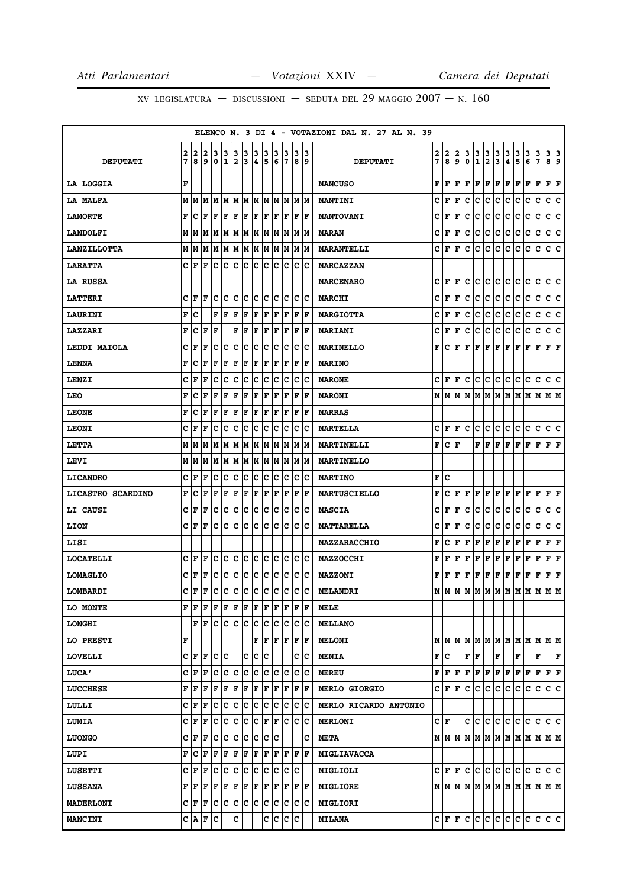ELENCO N. 3 DI 4 - VOTAZIONI DAL N. 27 AL N. 39

| DEPUTATI | 27 | 28 | 29 | 30 | 31 | 32 | 33 | 34 | 35 | 36 | 37 | 38 | 39 | DEPUTATI | 27 | 28 | 29 | 30 | 31 | 32 | 33 | 34 | 35 | 36 | 37 | 38 | 39 |
|---|---|---|---|---|---|---|---|---|---|---|---|---|---|---|---|---|---|---|---|---|---|---|---|---|---|---|---|
| LA LOGGIA | F | | | | | | | | | | | | | MANCUSO | F | F | F | F | F | F | F | F | F | F | F | F | F |
| LA MALFA | M | M | M | M | M | M | M | M | M | M | M | M | M | MANTINI | C | F | F | C | C | C | C | C | C | C | C | C | C |
| LAMORTE | F | C | F | F | F | F | F | F | F | F | F | F | F | MANTOVANI | C | F | F | C | C | C | C | C | C | C | C | C | C |
| LANDOLFI | M | M | M | M | M | M | M | M | M | M | M | M | M | MARAN | C | F | F | C | C | C | C | C | C | C | C | C | C |
| LANZILLOTTA | M | M | M | M | M | M | M | M | M | M | M | M | M | MARANTELLI | C | F | F | C | C | C | C | C | C | C | C | C | C |
| LARATTA | C | F | F | C | C | C | C | C | C | C | C | C | C | MARCAZZAN | | | | | | | | | | | | | |
| LA RUSSA | | | | | | | | | | | | | | MARCENARO | C | F | F | C | C | C | C | C | C | C | C | C | C |
| LATTERI | C | F | F | C | C | C | C | C | C | C | C | C | C | MARCHI | C | F | F | C | C | C | C | C | C | C | C | C | C |
| LAURINI | F | C | | F | F | F | F | F | F | F | F | F | F | MARGIOTTA | C | F | F | C | C | C | C | C | C | C | C | C | C |
| LAZZARI | F | C | F | F | | F | F | F | F | F | F | F | F | MARIANI | C | F | F | C | C | C | C | C | C | C | C | C | C |
| LEDDI MAIOLA | C | F | F | C | C | C | C | C | C | C | C | C | C | MARINELLO | F | C | F | F | F | F | F | F | F | F | F | F | F |
| LENNA | F | C | F | F | F | F | F | F | F | F | F | F | F | MARINO | | | | | | | | | | | | | |
| LENZI | C | F | F | C | C | C | C | C | C | C | C | C | C | MARONE | C | F | F | C | C | C | C | C | C | C | C | C | C |
| LEO | F | C | F | F | F | F | F | F | F | F | F | F | F | MARONI | M | M | M | M | M | M | M | M | M | M | M | M | M |
| LEONE | F | C | F | F | F | F | F | F | F | F | F | F | F | MARRAS | | | | | | | | | | | | | |
| LEONI | C | F | F | C | C | C | C | C | C | C | C | C | C | MARTELLA | C | F | F | C | C | C | C | C | C | C | C | C | C |
| LETTA | M | M | M | M | M | M | M | M | M | M | M | M | M | MARTINELLI | F | C | F | | F | F | F | F | F | F | F | F | F |
| LEVI | M | M | M | M | M | M | M | M | M | M | M | M | M | MARTINELLO | | | | | | | | | | | | | |
| LICANDRO | C | F | F | C | C | C | C | C | C | C | C | C | C | MARTINO | F | C | | | | | | | | | | | |
| LICASTRO SCARDINO | F | C | F | F | F | F | F | F | F | F | F | F | F | MARTUSCIELLO | F | C | F | F | F | F | F | F | F | F | F | F | F |
| LI CAUSI | C | F | F | C | C | C | C | C | C | C | C | C | C | MASCIA | C | F | F | C | C | C | C | C | C | C | C | C | C |
| LION | C | F | F | C | C | C | C | C | C | C | C | C | C | MATTARELLA | C | F | F | C | C | C | C | C | C | C | C | C | C |
| LISI | | | | | | | | | | | | | | MAZZARACCHIO | F | C | F | F | F | F | F | F | F | F | F | F | F |
| LOCATELLI | C | F | F | C | C | C | C | C | C | C | C | C | C | MAZZOCCHI | F | F | F | F | F | F | F | F | F | F | F | F | F |
| LOMAGLIO | C | F | F | C | C | C | C | C | C | C | C | C | C | MAZZONI | F | F | F | F | F | F | F | F | F | F | F | F | F |
| LOMBARDI | C | F | F | C | C | C | C | C | C | C | C | C | C | MELANDRI | M | M | M | M | M | M | M | M | M | M | M | M | M |
| LO MONTE | F | F | F | F | F | F | F | F | F | F | F | F | F | MELE | | | | | | | | | | | | | |
| LONGHI | | F | F | C | C | C | C | C | C | C | C | C | C | MELLANO | | | | | | | | | | | | | |
| LO PRESTI | F | | | | | | | | F | F | F | F | F | MELONI | M | M | M | M | M | M | M | M | M | M | M | M | M |
| LOVELLI | C | F | F | C | C | | C | C | C | | | C | C | MENIA | F | C | | F | F | | F | | F | | F | | F |
| LUCA' | C | F | F | C | C | C | C | C | C | C | C | C | C | MEREU | F | F | F | F | F | F | F | F | F | F | F | F | F |
| LUCCHESE | F | F | F | F | F | F | F | F | F | F | F | F | F | MERLO GIORGIO | C | F | F | C | C | C | C | C | C | C | C | C | C |
| LULLI | C | F | F | C | C | C | C | C | C | C | C | C | C | MERLO RICARDO ANTONIO | | | | | | | | | | | | | |
| LUMIA | C | F | F | C | C | C | C | C | F | F | C | C | C | MERLONI | C | F | | C | C | C | C | C | C | C | C | C | C |
| LUONGO | C | F | F | C | C | C | C | C | C | C | | | C | META | M | M | M | M | M | M | M | M | M | M | M | M | M |
| LUPI | F | C | F | F | F | F | F | F | F | F | F | F | F | MIGLIAVACCA | | | | | | | | | | | | | |
| LUSETTI | C | F | F | C | C | C | C | C | C | C | C | C | | MIGLIOLI | C | F | F | C | C | C | C | C | C | C | C | C | C |
| LUSSANA | F | F | F | F | F | F | F | F | F | F | F | F | F | MIGLIORE | M | M | M | M | M | M | M | M | M | M | M | M | M |
| MADERLONI | C | F | F | C | C | C | C | C | C | C | C | C | C | MIGLIORI | | | | | | | | | | | | | |
| MANCINI | C | A | F | C | | C | | | C | C | C | C | | MILANA | C | F | F | C | C | C | C | C | C | C | C | C | C |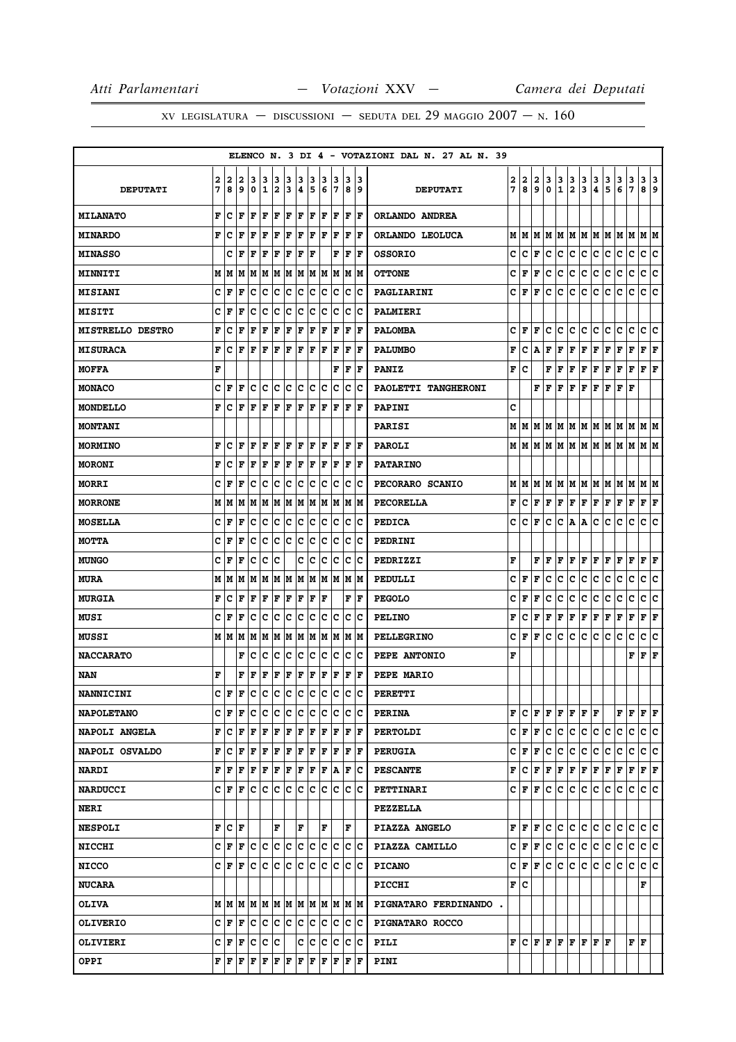ELENCO N. 3 DI 4 - VOTAZIONI DAL N. 27 AL N. 39

| DEPUTATI | 27 | 28 | 29 | 30 | 31 | 32 | 33 | 34 | 35 | 36 | 37 | 38 | 39 | DEPUTATI | 27 | 28 | 29 | 30 | 31 | 32 | 33 | 34 | 35 | 36 | 37 | 38 | 39 |
|---|---|---|---|---|---|---|---|---|---|---|---|---|---|---|---|---|---|---|---|---|---|---|---|---|---|---|---|
| MILANATO | F | C | F | F | F | F | F | F | F | F | F | F | F | ORLANDO ANDREA | | | | | | | | | | | | | |
| MINARDO | F | C | F | F | F | F | F | F | F | F | F | F | F | ORLANDO LEOLUCA | M | M | M | M | M | M | M | M | M | M | M | M | M |
| MINASSO | | C | F | F | F | F | F | F | F | | F | F | F | OSSORIO | C | C | F | C | C | C | C | C | C | C | C | C | C |
| MINNITI | M | M | M | M | M | M | M | M | M | M | M | M | M | OTTONE | C | F | F | C | C | C | C | C | C | C | C | C | C |
| MISIANI | C | F | F | C | C | C | C | C | C | C | C | C | C | PAGLIARINI | C | F | F | C | C | C | C | C | C | C | C | C | C |
| MISITI | C | F | F | C | C | C | C | C | C | C | C | C | C | PALMIERI | | | | | | | | | | | | | |
| MISTRELLO DESTRO | F | C | F | F | F | F | F | F | F | F | F | F | F | PALOMBA | C | F | F | C | C | C | C | C | C | C | C | C | C |
| MISURACA | F | C | F | F | F | F | F | F | F | F | F | F | F | PALUMBO | F | C | A | F | F | F | F | F | F | F | F | F | F |
| MOFFA | F | | | | | | | | | | F | F | F | PANIZ | F | C | | F | F | F | F | F | F | F | F | F | F |
| MONACO | C | F | F | C | C | C | C | C | C | C | C | C | C | PAOLETTI TANGHERONI | | | F | F | F | F | F | F | F | F | F | | |
| MONDELLO | F | C | F | F | F | F | F | F | F | F | F | F | F | PAPINI | C | | | | | | | | | | | | |
| MONTANI | | | | | | | | | | | | | | PARISI | M | M | M | M | M | M | M | M | M | M | M | M | M |
| MORMINO | F | C | F | F | F | F | F | F | F | F | F | F | F | PAROLI | M | M | M | M | M | M | M | M | M | M | M | M | M |
| MORONI | F | C | F | F | F | F | F | F | F | F | F | F | F | PATARINO | | | | | | | | | | | | | |
| MORRI | C | F | F | C | C | C | C | C | C | C | C | C | C | PECORARO SCANIO | M | M | M | M | M | M | M | M | M | M | M | M | M |
| MORRONE | M | M | M | M | M | M | M | M | M | M | M | M | M | PECORELLA | F | C | F | F | F | F | F | F | F | F | F | F | F |
| MOSELLA | C | F | F | C | C | C | C | C | C | C | C | C | C | PEDICA | C | C | F | C | C | A | A | C | C | C | C | C | C |
| MOTTA | C | F | F | C | C | C | C | C | C | C | C | C | C | PEDRINI | | | | | | | | | | | | | |
| MUNGO | C | F | F | C | C | C | | C | C | C | C | C | C | PEDRIZZI | F | | F | F | F | F | F | F | F | F | F | F | F |
| MURA | M | M | M | M | M | M | M | M | M | M | M | M | M | PEDULLI | C | F | F | C | C | C | C | C | C | C | C | C | C |
| MURGIA | F | C | F | F | F | F | F | F | F | F | | F | F | PEGOLO | C | F | F | C | C | C | C | C | C | C | C | C | C |
| MUSI | C | F | F | C | C | C | C | C | C | C | C | C | C | PELINO | F | C | F | F | F | F | F | F | F | F | F | F | F |
| MUSSI | M | M | M | M | M | M | M | M | M | M | M | M | M | PELLEGRINO | C | F | F | C | C | C | C | C | C | C | C | C | C |
| NACCARATO | | | F | C | C | C | C | C | C | C | C | C | C | PEPE ANTONIO | F | | | | | | | | | | F | F | F |
| NAN | F | | F | F | F | F | F | F | F | F | F | F | F | PEPE MARIO | | | | | | | | | | | | | |
| NANNICINI | C | F | F | C | C | C | C | C | C | C | C | C | C | PERETTI | | | | | | | | | | | | | |
| NAPOLETANO | C | F | F | C | C | C | C | C | C | C | C | C | C | PERINA | F | C | F | F | F | F | F | F | | F | F | F | F |
| NAPOLI ANGELA | F | C | F | F | F | F | F | F | F | F | F | F | F | PERTOLDI | C | F | F | C | C | C | C | C | C | C | C | C | C |
| NAPOLI OSVALDO | F | C | F | F | F | F | F | F | F | F | F | F | F | PERUGIA | C | F | F | C | C | C | C | C | C | C | C | C | C |
| NARDI | F | F | F | F | F | F | F | F | F | F | A | F | C | PESCANTE | F | C | F | F | F | F | F | F | F | F | F | F | F |
| NARDUCCI | C | F | F | C | C | C | C | C | C | C | C | C | C | PETTINARI | C | F | F | C | C | C | C | C | C | C | C | C | C |
| NERI | | | | | | | | | | | | | | PEZZELLA | | | | | | | | | | | | | |
| NESPOLI | F | C | F | | | F | | F | | F | | F | | PIAZZA ANGELO | F | F | F | C | C | C | C | C | C | C | C | C | C |
| NICCHI | C | F | F | C | C | C | C | C | C | C | C | C | C | PIAZZA CAMILLO | C | F | F | C | C | C | C | C | C | C | C | C | C |
| NICCO | C | F | F | C | C | C | C | C | C | C | C | C | C | PICANO | C | F | F | C | C | C | C | C | C | C | C | C | C |
| NUCARA | | | | | | | | | | | | | | PICCHI | F | C | | | | | | | | | | F | |
| OLIVA | M | M | M | M | M | M | M | M | M | M | M | M | M | PIGNATARO FERDINANDO . | | | | | | | | | | | | | |
| OLIVERIO | C | F | F | C | C | C | C | C | C | C | C | C | C | PIGNATARO ROCCO | | | | | | | | | | | | | |
| OLIVIERI | C | F | F | C | C | C | | C | C | C | C | C | C | PILI | F | C | F | F | F | F | F | F | F | | F | F | |
| OPPI | F | F | F | F | F | F | F | F | F | F | F | F | F | PINI | | | | | | | | | | | | | |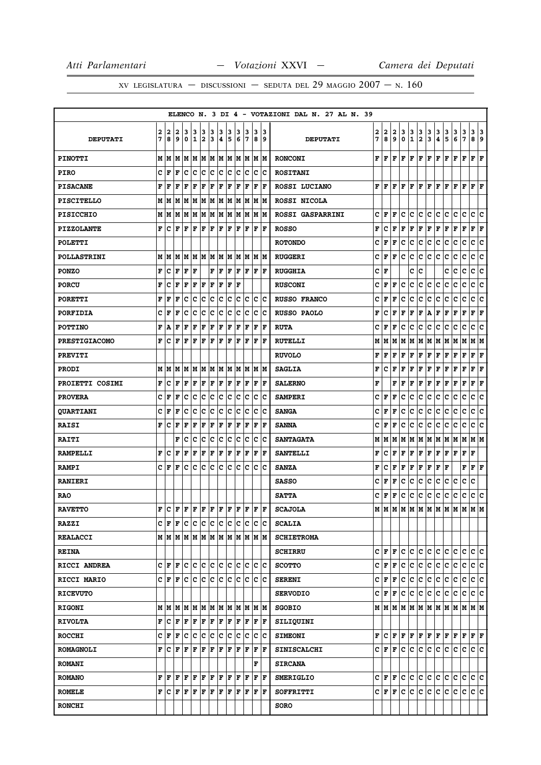ELENCO N. 3 DI 4 - VOTAZIONI DAL N. 27 AL N. 39

| DEPUTATI | 27 | 28 | 29 | 30 | 31 | 32 | 33 | 34 | 35 | 36 | 37 | 38 | 39 | DEPUTATI | 27 | 28 | 29 | 30 | 31 | 32 | 33 | 34 | 35 | 36 | 37 | 38 | 39 |
|---|---|---|---|---|---|---|---|---|---|---|---|---|---|---|---|---|---|---|---|---|---|---|---|---|---|---|---|
| PINOTTI | M | M | M | M | M | M | M | M | M | M | M | M | M | RONCONI | F | F | F | F | F | F | F | F | F | F | F | F | F |
| PIRO | C | F | F | C | C | C | C | C | C | C | C | C | C | ROSITANI | | | | | | | | | | | | | |
| PISACANE | F | F | F | F | F | F | F | F | F | F | F | F | F | ROSSI LUCIANO | F | F | F | F | F | F | F | F | F | F | F | F | F |
| PISCITELLO | M | M | M | M | M | M | M | M | M | M | M | M | M | ROSSI NICOLA | | | | | | | | | | | | | |
| PISICCHIO | M | M | M | M | M | M | M | M | M | M | M | M | M | ROSSI GASPARRINI | C | F | F | C | C | C | C | C | C | C | C | C | C |
| PIZZOLANTE | F | C | F | F | F | F | F | F | F | F | F | F | F | ROSSO | F | C | F | F | F | F | F | F | F | F | F | F | F |
| POLETTI | | | | | | | | | | | | | | ROTONDO | C | F | F | C | C | C | C | C | C | C | C | C | C |
| POLLASTRINI | M | M | M | M | M | M | M | M | M | M | M | M | M | RUGGERI | C | F | F | C | C | C | C | C | C | C | C | C | C |
| PONZO | F | C | F | F | F | | F | F | F | F | F | F | F | RUGGHIA | C | F | | | C | C | | | C | C | C | C | C |
| PORCU | F | C | F | F | F | F | F | F | F | F | | | | RUSCONI | C | F | F | C | C | C | C | C | C | C | C | C | C |
| PORETTI | F | F | F | C | C | C | C | C | C | C | C | C | C | RUSSO FRANCO | C | F | F | C | C | C | C | C | C | C | C | C | C |
| PORFIDIA | C | F | F | C | C | C | C | C | C | C | C | C | C | RUSSO PAOLO | F | C | F | F | F | F | A | F | F | F | F | F | F |
| POTTINO | F | A | F | F | F | F | F | F | F | F | F | F | F | RUTA | C | F | F | C | C | C | C | C | C | C | C | C | C |
| PRESTIGIACOMO | F | C | F | F | F | F | F | F | F | F | F | F | F | RUTELLI | M | M | M | M | M | M | M | M | M | M | M | M | M |
| PREVITI | | | | | | | | | | | | | | RUVOLO | F | F | F | F | F | F | F | F | F | F | F | F | F |
| PRODI | M | M | M | M | M | M | M | M | M | M | M | M | M | SAGLIA | F | C | F | F | F | F | F | F | F | F | F | F | F |
| PROIETTI COSIMI | F | C | F | F | F | F | F | F | F | F | F | F | F | SALERNO | F | | F | F | F | F | F | F | F | F | F | F | F |
| PROVERA | C | F | F | C | C | C | C | C | C | C | C | C | C | SAMPERI | C | F | F | C | C | C | C | C | C | C | C | C | C |
| QUARTIANI | C | F | F | C | C | C | C | C | C | C | C | C | C | SANGA | C | F | F | C | C | C | C | C | C | C | C | C | C |
| RAISI | F | C | F | F | F | F | F | F | F | F | F | F | F | SANNA | C | F | F | C | C | C | C | C | C | C | C | C | C |
| RAITI | | | F | C | C | C | C | C | C | C | C | C | C | SANTAGATA | M | M | M | M | M | M | M | M | M | M | M | M | M |
| RAMPELLI | F | C | F | F | F | F | F | F | F | F | F | F | F | SANTELLI | F | C | F | F | F | F | F | F | F | F | F | F | |
| RAMPI | C | F | F | C | C | C | C | C | C | C | C | C | C | SANZA | F | C | F | F | F | F | F | F | F | | F | F | F |
| RANIERI | | | | | | | | | | | | | | SASSO | C | F | F | C | C | C | C | C | C | C | C | C | |
| RAO | | | | | | | | | | | | | | SATTA | C | F | F | C | C | C | C | C | C | C | C | C | C |
| RAVETTO | F | C | F | F | F | F | F | F | F | F | F | F | F | SCAJOLA | M | M | M | M | M | M | M | M | M | M | M | M | M |
| RAZZI | C | F | F | C | C | C | C | C | C | C | C | C | C | SCALIA | | | | | | | | | | | | | |
| REALACCI | M | M | M | M | M | M | M | M | M | M | M | M | M | SCHIETROMA | | | | | | | | | | | | | |
| REINA | | | | | | | | | | | | | | SCHIRRU | C | F | F | C | C | C | C | C | C | C | C | C | C |
| RICCI ANDREA | C | F | F | C | C | C | C | C | C | C | C | C | C | SCOTTO | C | F | F | C | C | C | C | C | C | C | C | C | C |
| RICCI MARIO | C | F | F | C | C | C | C | C | C | C | C | C | C | SERENI | C | F | F | C | C | C | C | C | C | C | C | C | C |
| RICEVUTO | | | | | | | | | | | | | | SERVODIO | C | F | F | C | C | C | C | C | C | C | C | C | C |
| RIGONI | M | M | M | M | M | M | M | M | M | M | M | M | M | SGOBIO | M | M | M | M | M | M | M | M | M | M | M | M | M |
| RIVOLTA | F | C | F | F | F | F | F | F | F | F | F | F | F | SILIQUINI | | | | | | | | | | | | | |
| ROCCHI | C | F | F | C | C | C | C | C | C | C | C | C | C | SIMEONI | F | C | F | F | F | F | F | F | F | F | F | F | F |
| ROMAGNOLI | F | C | F | F | F | F | F | F | F | F | F | F | F | SINISCALCHI | C | F | F | C | C | C | C | C | C | C | C | C | C |
| ROMANI | | | | | | | | | | | | F | | SIRCANA | | | | | | | | | | | | | |
| ROMANO | F | F | F | F | F | F | F | F | F | F | F | F | F | SMERIGLIO | C | F | F | C | C | C | C | C | C | C | C | C | C |
| ROMELE | F | C | F | F | F | F | F | F | F | F | F | F | F | SOFFRITTI | C | F | F | C | C | C | C | C | C | C | C | C | C |
| RONCHI | | | | | | | | | | | | | | SORO | | | | | | | | | | | | | |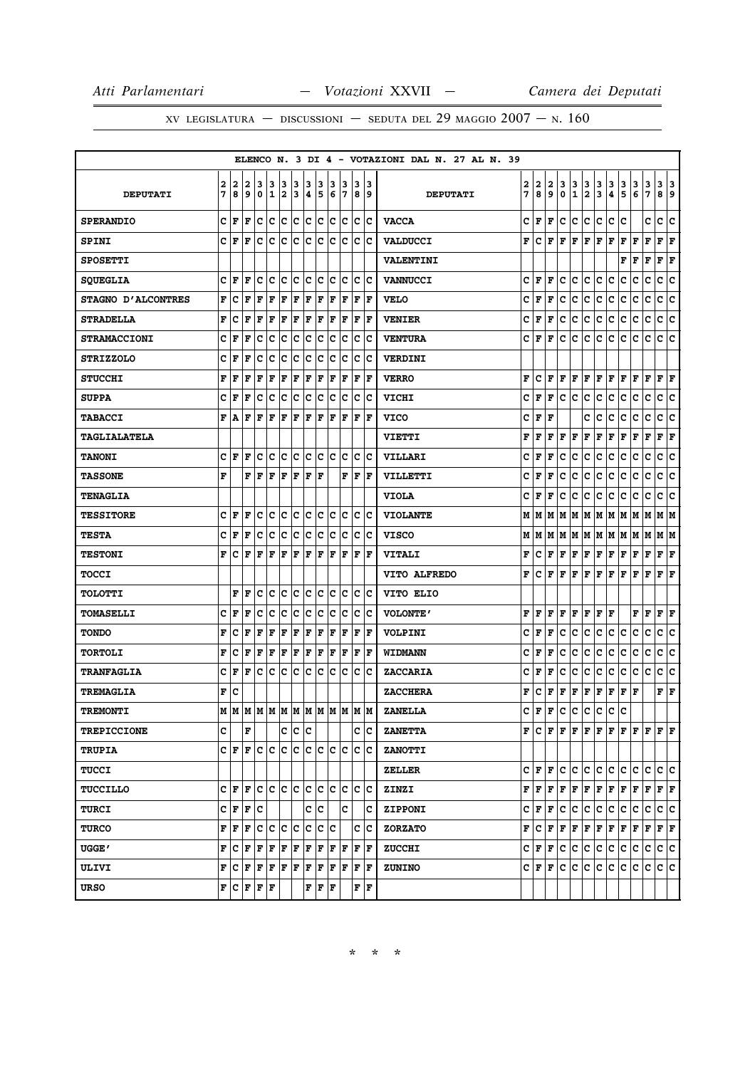XV LEGISLATURA — DISCUSSIONI — SEDUTA DEL 29 MAGGIO 2007 — N. 160

ELENCO N. 3 DI 4 - VOTAZIONI DAL N. 27 AL N. 39

| DEPUTATI | 27 | 28 | 29 | 30 | 31 | 32 | 33 | 34 | 35 | 36 | 37 | 38 | 39 | DEPUTATI | 27 | 28 | 29 | 30 | 31 | 32 | 33 | 34 | 35 | 36 | 37 | 38 | 39 |
|---|---|---|---|---|---|---|---|---|---|---|---|---|---|---|---|---|---|---|---|---|---|---|---|---|---|---|---|
| SPERANDIO | C | F | F | C | C | C | C | C | C | C | C | C | C | VACCA | C | F | F | C | C | C | C | C | C |  | C | C | C |
| SPINI | C | F | F | C | C | C | C | C | C | C | C | C | C | VALDUCCI | F | C | F | F | F | F | F | F | F | F | F | F | F |
| SPOSETTI |  |  |  |  |  |  |  |  |  |  |  |  |  | VALENTINI |  |  |  |  |  |  |  |  | F | F | F | F | F |
| SQUEGLIA | C | F | F | C | C | C | C | C | C | C | C | C | C | VANNUCCI | C | F | F | C | C | C | C | C | C | C | C | C | C |
| STAGNO D'ALCONTRES | F | C | F | F | F | F | F | F | F | F | F | F | F | VELO | C | F | F | C | C | C | C | C | C | C | C | C | C |
| STRADELLA | F | C | F | F | F | F | F | F | F | F | F | F | F | VENIER | C | F | F | C | C | C | C | C | C | C | C | C | C |
| STRAMACCIONI | C | F | F | C | C | C | C | C | C | C | C | C | C | VENTURA | C | F | F | C | C | C | C | C | C | C | C | C | C |
| STRIZZOLO | C | F | F | C | C | C | C | C | C | C | C | C | C | VERDINI |  |  |  |  |  |  |  |  |  |  |  |  |  |
| STUCCHI | F | F | F | F | F | F | F | F | F | F | F | F | F | VERRO | F | C | F | F | F | F | F | F | F | F | F | F | F |
| SUPPA | C | F | F | C | C | C | C | C | C | C | C | C | C | VICHI | C | F | F | C | C | C | C | C | C | C | C | C | C |
| TABACCI | F | A | F | F | F | F | F | F | F | F | F | F | F | VICO | C | F | F |  |  | C | C | C | C | C | C | C | C |
| TAGLIALATELA |  |  |  |  |  |  |  |  |  |  |  |  |  | VIETTI | F | F | F | F | F | F | F | F | F | F | F | F | F |
| TANONI | C | F | F | C | C | C | C | C | C | C | C | C | C | VILLARI | C | F | F | C | C | C | C | C | C | C | C | C | C |
| TASSONE | F |  | F | F | F | F | F | F | F |  | F | F | F | VILLETTI | C | F | F | C | C | C | C | C | C | C | C | C | C |
| TENAGLIA |  |  |  |  |  |  |  |  |  |  |  |  |  | VIOLA | C | F | F | C | C | C | C | C | C | C | C | C | C |
| TESSITORE | C | F | F | C | C | C | C | C | C | C | C | C | C | VIOLANTE | M | M | M | M | M | M | M | M | M | M | M | M | M |
| TESTA | C | F | F | C | C | C | C | C | C | C | C | C | C | VISCO | M | M | M | M | M | M | M | M | M | M | M | M | M |
| TESTONI | F | C | F | F | F | F | F | F | F | F | F | F | F | VITALI | F | C | F | F | F | F | F | F | F | F | F | F | F |
| TOCCI |  |  |  |  |  |  |  |  |  |  |  |  |  | VITO ALFREDO | F | C | F | F | F | F | F | F | F | F | F | F | F |
| TOLOTTI |  | F | F | C | C | C | C | C | C | C | C | C | C | VITO ELIO |  |  |  |  |  |  |  |  |  |  |  |  |  |
| TOMASELLI | C | F | F | C | C | C | C | C | C | C | C | C | C | VOLONTE' | F | F | F | F | F | F | F | F |  | F | F | F | F |
| TONDO | F | C | F | F | F | F | F | F | F | F | F | F | F | VOLPINI | C | F | F | C | C | C | C | C | C | C | C | C | C |
| TORTOLI | F | C | F | F | F | F | F | F | F | F | F | F | F | WIDMANN | C | F | F | C | C | C | C | C | C | C | C | C | C |
| TRANFAGLIA | C | F | F | C | C | C | C | C | C | C | C | C | C | ZACCARIA | C | F | F | C | C | C | C | C | C | C | C | C | C |
| TREMAGLIA | F | C |  |  |  |  |  |  |  |  |  |  |  | ZACCHERA | F | C | F | F | F | F | F | F | F | F |  | F | F |
| TREMONTI | M | M | M | M | M | M | M | M | M | M | M | M | M | ZANELLA | C | F | F | C | C | C | C | C | C |  |  |  |  |
| TREPICCIONE | C |  | F |  |  | C | C | C |  |  |  | C | C | ZANETTA | F | C | F | F | F | F | F | F | F | F | F | F | F |
| TRUPIA | C | F | F | C | C | C | C | C | C | C | C | C | C | ZANOTTI |  |  |  |  |  |  |  |  |  |  |  |  |  |
| TUCCI |  |  |  |  |  |  |  |  |  |  |  |  |  | ZELLER | C | F | F | C | C | C | C | C | C | C | C | C | C |
| TUCCILLO | C | F | F | C | C | C | C | C | C | C | C | C | C | ZINZI | F | F | F | F | F | F | F | F | F | F | F | F | F |
| TURCI | C | F | F | C |  |  |  | C | C |  | C |  | C | ZIPPONI | C | F | F | C | C | C | C | C | C | C | C | C | C |
| TURCO | F | F | F | C | C | C | C | C | C | C |  | C | C | ZORZATO | F | C | F | F | F | F | F | F | F | F | F | F | F |
| UGGE' | F | C | F | F | F | F | F | F | F | F | F | F | F | ZUCCHI | C | F | F | C | C | C | C | C | C | C | C | C | C |
| ULIVI | F | C | F | F | F | F | F | F | F | F | F | F | F | ZUNINO | C | F | F | C | C | C | C | C | C | C | C | C | C |
| URSO | F | C | F | F | F |  |  | F | F | F |  | F | F |  |  |  |  |  |  |  |  |  |  |  |  |  |  |

\* \* \*